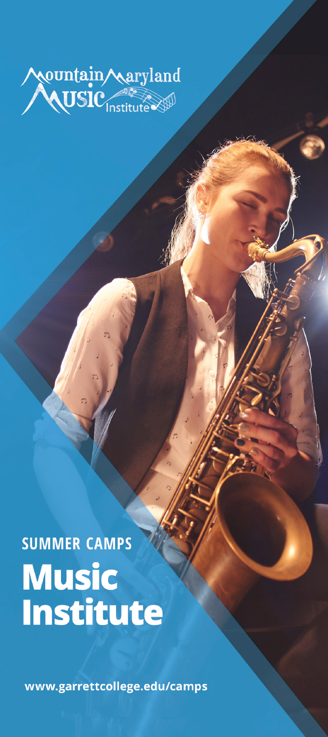Mountain Maryland Music Institute

SUMMER CAMPS

# Music Institute

www.garrettcollege.edu/camps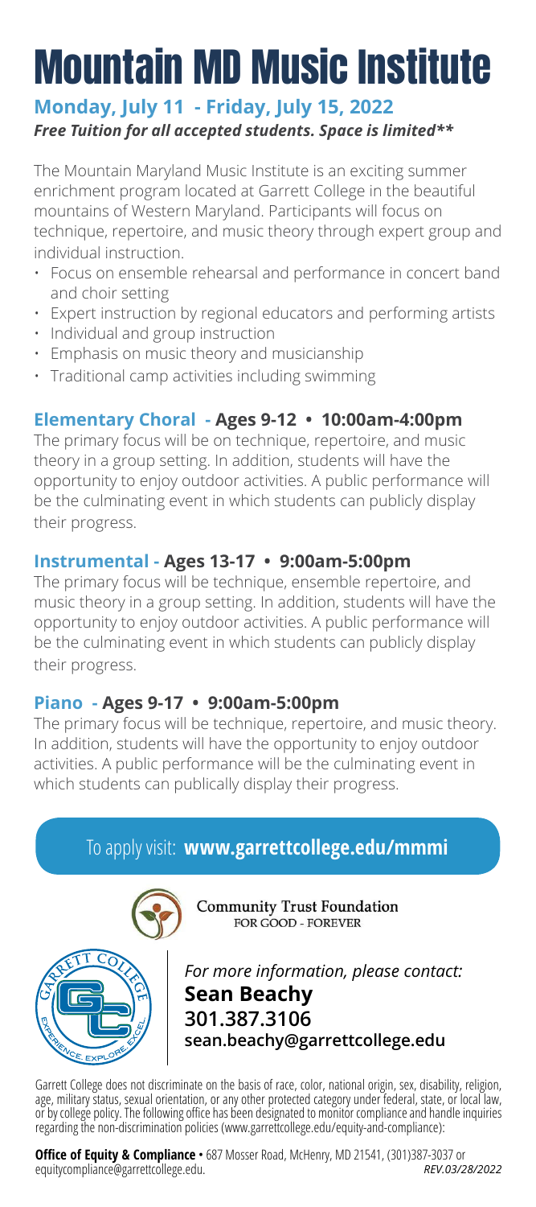# Mountain MD Music Institute

**Monday, July 11 - Friday, July 15, 2022**

***Free Tuition for all accepted students. Space is limited****

The Mountain Maryland Music Institute is an exciting summer enrichment program located at Garrett College in the beautiful mountains of Western Maryland. Participants will focus on technique, repertoire, and music theory through expert group and individual instruction.

- Focus on ensemble rehearsal and performance in concert band and choir setting
- Expert instruction by regional educators and performing artists
- Individual and group instruction
- Emphasis on music theory and musicianship
- Traditional camp activities including swimming

### Elementary Choral - Ages 9-12 • 10:00am-4:00pm

The primary focus will be on technique, repertoire, and music theory in a group setting. In addition, students will have the opportunity to enjoy outdoor activities. A public performance will be the culminating event in which students can publicly display their progress.

### Instrumental - Ages 13-17 • 9:00am-5:00pm

The primary focus will be technique, ensemble repertoire, and music theory in a group setting. In addition, students will have the opportunity to enjoy outdoor activities. A public performance will be the culminating event in which students can publicly display their progress.

### Piano - Ages 9-17 • 9:00am-5:00pm

The primary focus will be technique, repertoire, and music theory. In addition, students will have the opportunity to enjoy outdoor activities. A public performance will be the culminating event in which students can publically display their progress.

To apply visit: **www.garrettcollege.edu/mmmi**

Community Trust Foundation
FOR GOOD - FOREVER

GARRETT COLLEGE
EXPERIENCE. EXPLORE. EXCEL.

*For more information, please contact:*
**Sean Beachy**
**301.387.3106**
**sean.beachy@garrettcollege.edu**

Garrett College does not discriminate on the basis of race, color, national origin, sex, disability, religion, age, military status, sexual orientation, or any other protected category under federal, state, or local law, or by college policy. The following office has been designated to monitor compliance and handle inquiries regarding the non-discrimination policies (www.garrettcollege.edu/equity-and-compliance):

**Office of Equity & Compliance** • 687 Mosser Road, McHenry, MD 21541, (301)387-3037 or equitycompliance@garrettcollege.edu. *REV.03/28/2022*